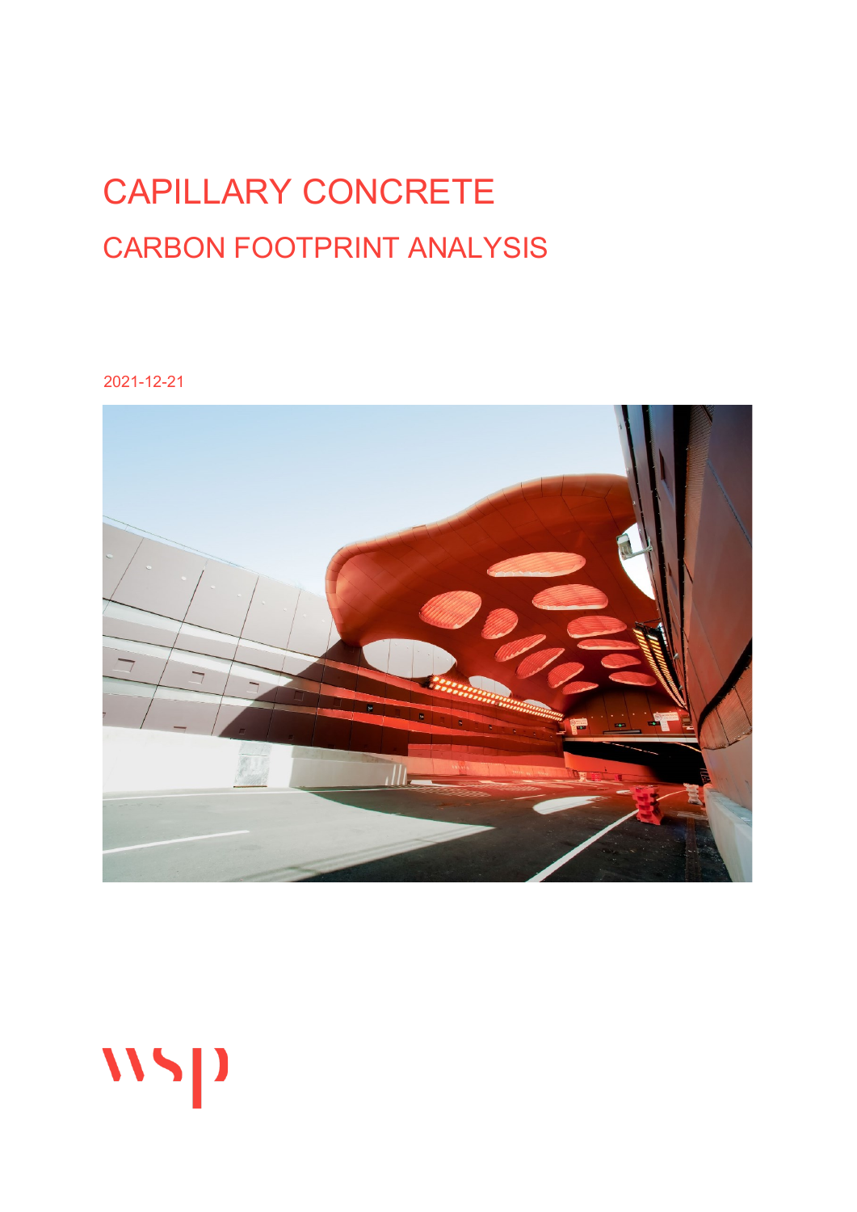# CAPILLARY CONCRETE

## CARBON FOOTPRINT ANALYSIS

2021-12-21

wsp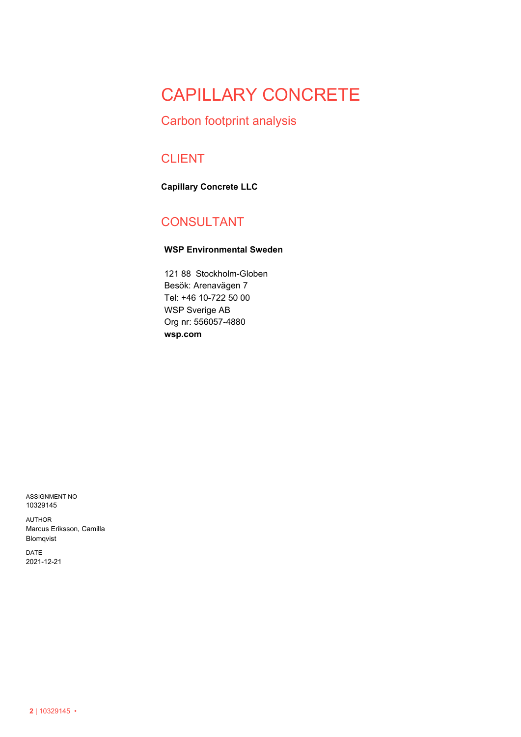# CAPILLARY CONCRETE

## Carbon footprint analysis

## CLIENT

**Capillary Concrete LLC**

## CONSULTANT

**WSP Environmental Sweden**

121 88 Stockholm-Globen
Besök: Arenavägen 7
Tel: +46 10-722 50 00
WSP Sverige AB
Org nr: 556057-4880
**wsp.com**

ASSIGNMENT NO
10329145

AUTHOR
Marcus Eriksson, Camilla Blomqvist

DATE
2021-12-21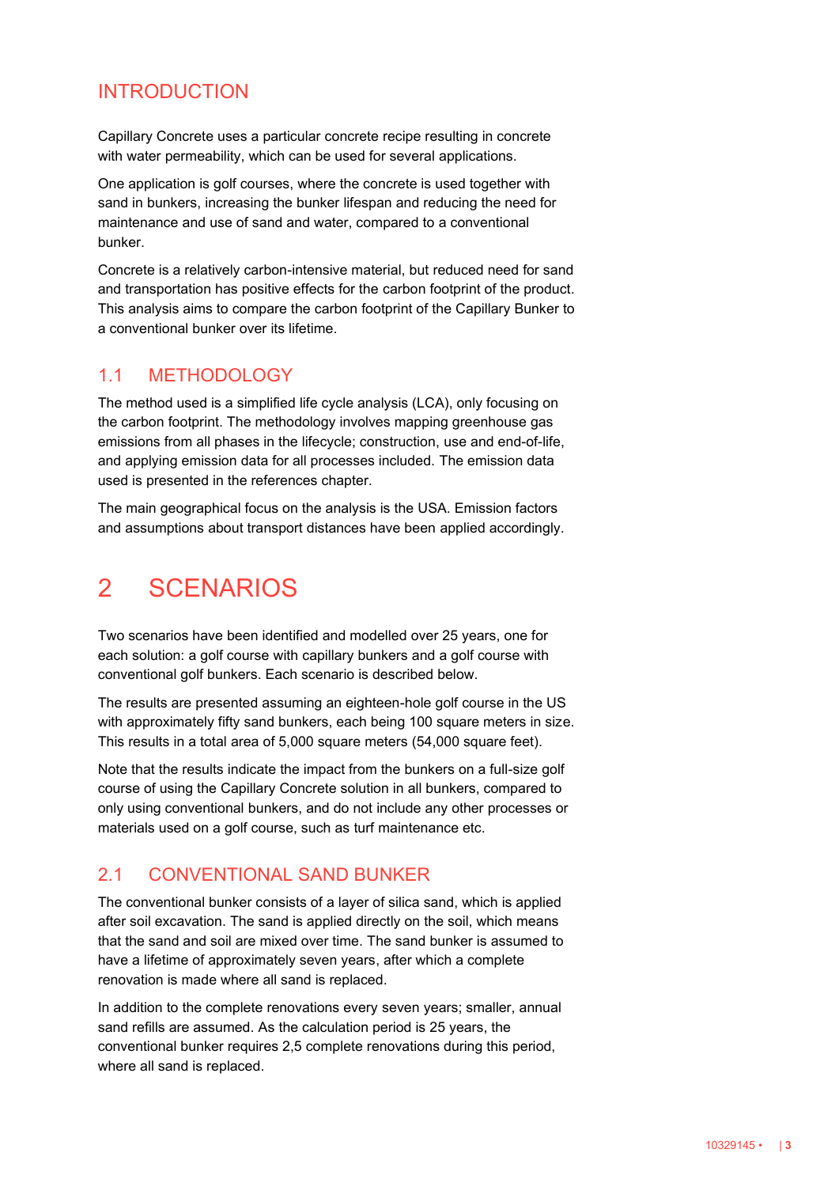# INTRODUCTION

Capillary Concrete uses a particular concrete recipe resulting in concrete with water permeability, which can be used for several applications.

One application is golf courses, where the concrete is used together with sand in bunkers, increasing the bunker lifespan and reducing the need for maintenance and use of sand and water, compared to a conventional bunker.

Concrete is a relatively carbon-intensive material, but reduced need for sand and transportation has positive effects for the carbon footprint of the product. This analysis aims to compare the carbon footprint of the Capillary Bunker to a conventional bunker over its lifetime.

## 1.1 METHODOLOGY

The method used is a simplified life cycle analysis (LCA), only focusing on the carbon footprint. The methodology involves mapping greenhouse gas emissions from all phases in the lifecycle; construction, use and end-of-life, and applying emission data for all processes included. The emission data used is presented in the references chapter.

The main geographical focus on the analysis is the USA. Emission factors and assumptions about transport distances have been applied accordingly.

# 2 SCENARIOS

Two scenarios have been identified and modelled over 25 years, one for each solution: a golf course with capillary bunkers and a golf course with conventional golf bunkers. Each scenario is described below.

The results are presented assuming an eighteen-hole golf course in the US with approximately fifty sand bunkers, each being 100 square meters in size. This results in a total area of 5,000 square meters (54,000 square feet).

Note that the results indicate the impact from the bunkers on a full-size golf course of using the Capillary Concrete solution in all bunkers, compared to only using conventional bunkers, and do not include any other processes or materials used on a golf course, such as turf maintenance etc.

## 2.1 CONVENTIONAL SAND BUNKER

The conventional bunker consists of a layer of silica sand, which is applied after soil excavation. The sand is applied directly on the soil, which means that the sand and soil are mixed over time. The sand bunker is assumed to have a lifetime of approximately seven years, after which a complete renovation is made where all sand is replaced.

In addition to the complete renovations every seven years; smaller, annual sand refills are assumed. As the calculation period is 25 years, the conventional bunker requires 2,5 complete renovations during this period, where all sand is replaced.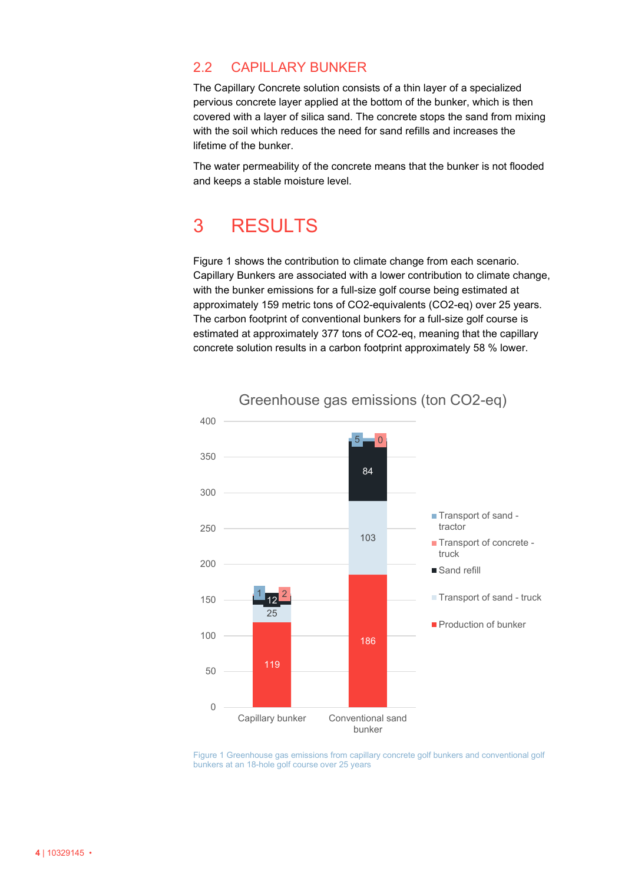## 2.2 CAPILLARY BUNKER

The Capillary Concrete solution consists of a thin layer of a specialized pervious concrete layer applied at the bottom of the bunker, which is then covered with a layer of silica sand. The concrete stops the sand from mixing with the soil which reduces the need for sand refills and increases the lifetime of the bunker.

The water permeability of the concrete means that the bunker is not flooded and keeps a stable moisture level.

# 3 RESULTS

Figure 1 shows the contribution to climate change from each scenario. Capillary Bunkers are associated with a lower contribution to climate change, with the bunker emissions for a full-size golf course being estimated at approximately 159 metric tons of $CO_2$-equivalents ($CO_2$-eq) over 25 years. The carbon footprint of conventional bunkers for a full-size golf course is estimated at approximately 377 tons of $CO_2$-eq, meaning that the capillary concrete solution results in a carbon footprint approximately 58 % lower.

**Greenhouse gas emissions (ton $CO_2$-eq)**

| | Capillary bunker | Conventional sand bunker |
|---|---|---|
| Production of bunker | 119 | 186 |
| Transport of sand - truck | 25 | 103 |
| Sand refill | 12 | 84 |
| Transport of concrete - truck | 2 | 0 |
| Transport of sand - tractor | 1 | 5 |

Figure 1 Greenhouse gas emissions from capillary concrete golf bunkers and conventional golf bunkers at an 18-hole golf course over 25 years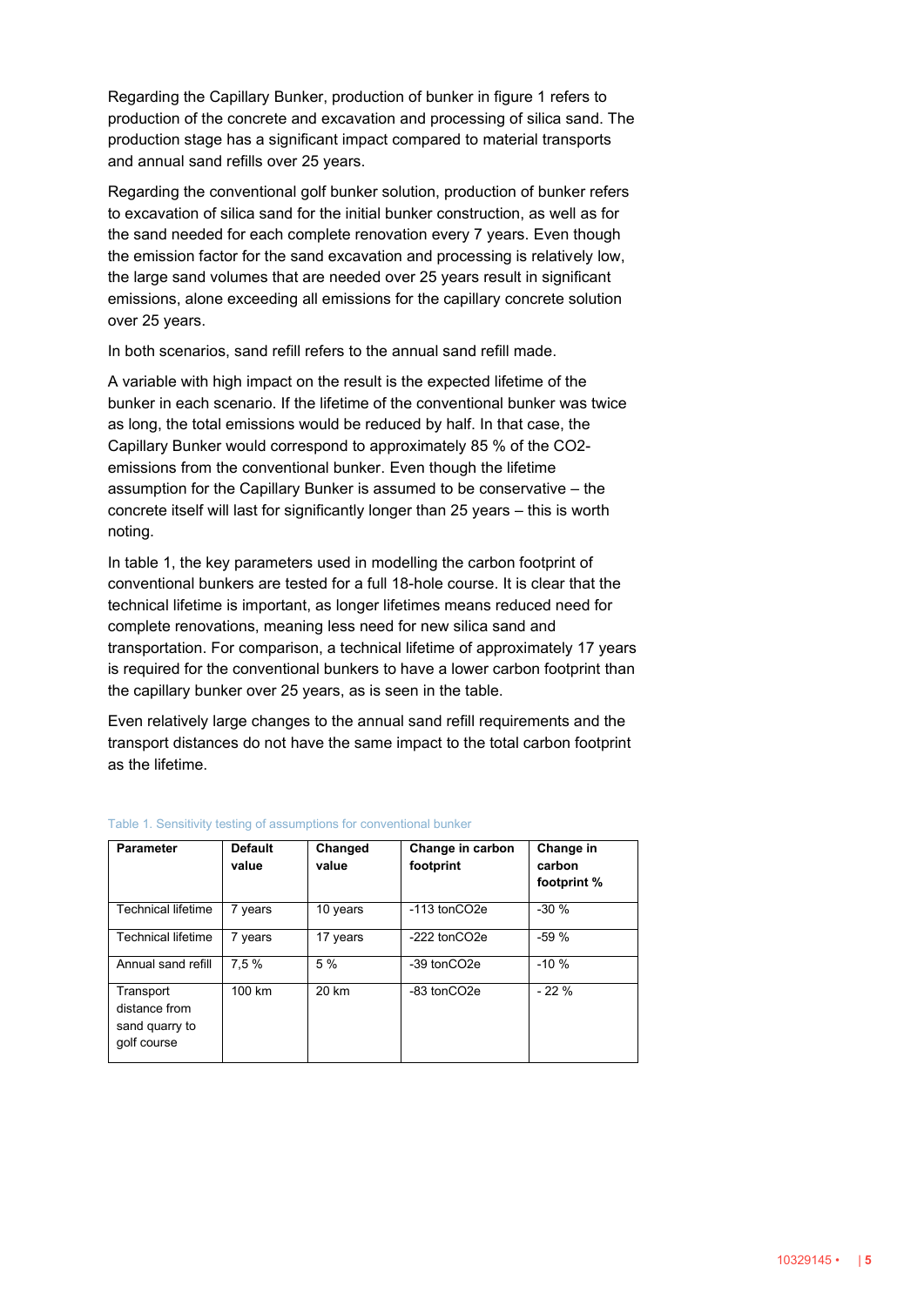Regarding the Capillary Bunker, production of bunker in figure 1 refers to production of the concrete and excavation and processing of silica sand. The production stage has a significant impact compared to material transports and annual sand refills over 25 years.

Regarding the conventional golf bunker solution, production of bunker refers to excavation of silica sand for the initial bunker construction, as well as for the sand needed for each complete renovation every 7 years. Even though the emission factor for the sand excavation and processing is relatively low, the large sand volumes that are needed over 25 years result in significant emissions, alone exceeding all emissions for the capillary concrete solution over 25 years.

In both scenarios, sand refill refers to the annual sand refill made.

A variable with high impact on the result is the expected lifetime of the bunker in each scenario. If the lifetime of the conventional bunker was twice as long, the total emissions would be reduced by half. In that case, the Capillary Bunker would correspond to approximately 85 % of the CO2-emissions from the conventional bunker. Even though the lifetime assumption for the Capillary Bunker is assumed to be conservative – the concrete itself will last for significantly longer than 25 years – this is worth noting.

In table 1, the key parameters used in modelling the carbon footprint of conventional bunkers are tested for a full 18-hole course. It is clear that the technical lifetime is important, as longer lifetimes means reduced need for complete renovations, meaning less need for new silica sand and transportation. For comparison, a technical lifetime of approximately 17 years is required for the conventional bunkers to have a lower carbon footprint than the capillary bunker over 25 years, as is seen in the table.

Even relatively large changes to the annual sand refill requirements and the transport distances do not have the same impact to the total carbon footprint as the lifetime.

Table 1. Sensitivity testing of assumptions for conventional bunker

| Parameter | Default value | Changed value | Change in carbon footprint | Change in carbon footprint % |
|---|---|---|---|---|
| Technical lifetime | 7 years | 10 years | -113 tonCO2e | -30 % |
| Technical lifetime | 7 years | 17 years | -222 tonCO2e | -59 % |
| Annual sand refill | 7,5 % | 5 % | -39 tonCO2e | -10 % |
| Transport distance from sand quarry to golf course | 100 km | 20 km | -83 tonCO2e | - 22 % |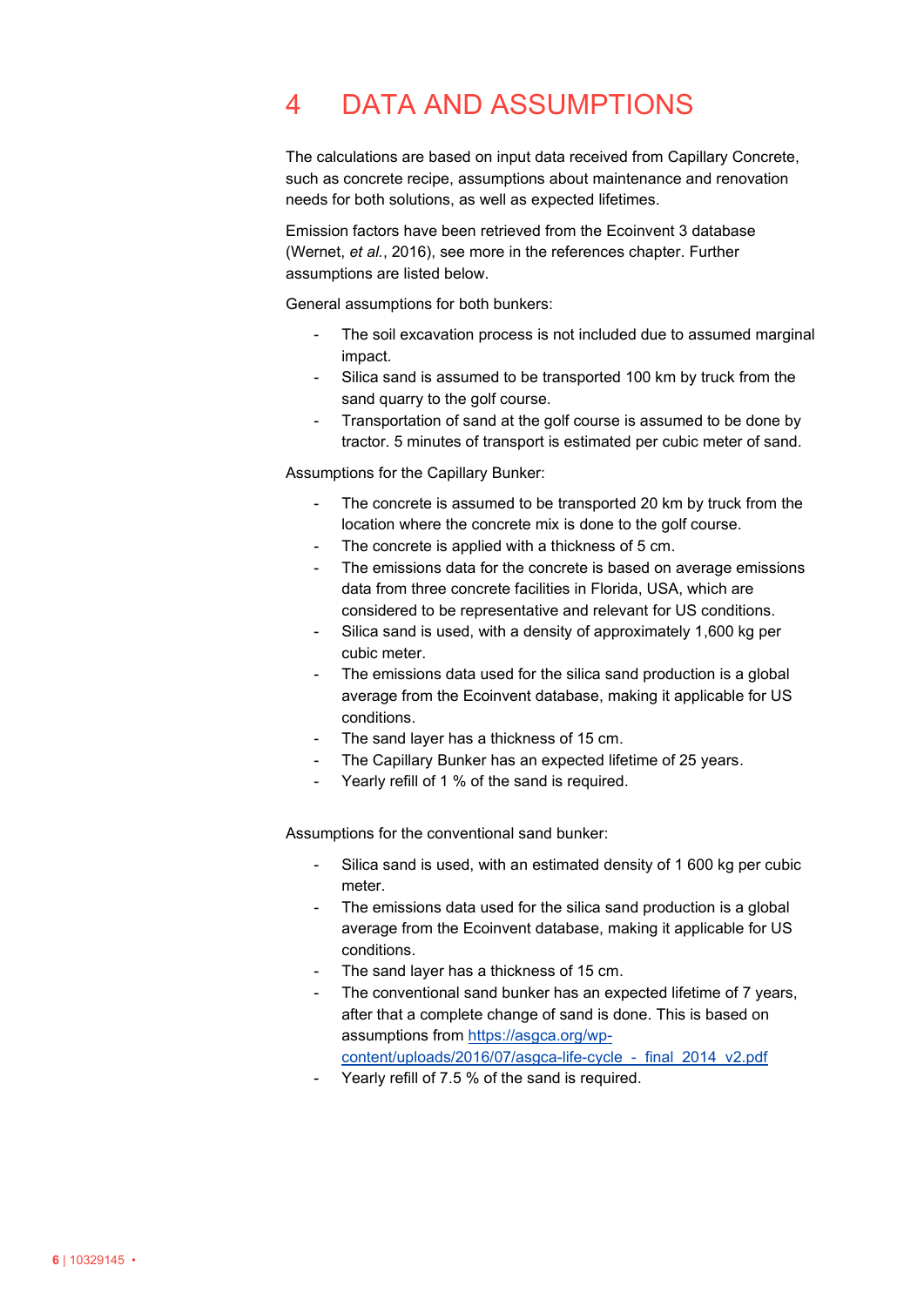# 4 DATA AND ASSUMPTIONS

The calculations are based on input data received from Capillary Concrete, such as concrete recipe, assumptions about maintenance and renovation needs for both solutions, as well as expected lifetimes.

Emission factors have been retrieved from the Ecoinvent 3 database (Wernet, *et al.*, 2016), see more in the references chapter. Further assumptions are listed below.

General assumptions for both bunkers:

- The soil excavation process is not included due to assumed marginal impact.
- Silica sand is assumed to be transported 100 km by truck from the sand quarry to the golf course.
- Transportation of sand at the golf course is assumed to be done by tractor. 5 minutes of transport is estimated per cubic meter of sand.

Assumptions for the Capillary Bunker:

- The concrete is assumed to be transported 20 km by truck from the location where the concrete mix is done to the golf course.
- The concrete is applied with a thickness of 5 cm.
- The emissions data for the concrete is based on average emissions data from three concrete facilities in Florida, USA, which are considered to be representative and relevant for US conditions.
- Silica sand is used, with a density of approximately 1,600 kg per cubic meter.
- The emissions data used for the silica sand production is a global average from the Ecoinvent database, making it applicable for US conditions.
- The sand layer has a thickness of 15 cm.
- The Capillary Bunker has an expected lifetime of 25 years.
- Yearly refill of 1 % of the sand is required.

Assumptions for the conventional sand bunker:

- Silica sand is used, with an estimated density of 1 600 kg per cubic meter.
- The emissions data used for the silica sand production is a global average from the Ecoinvent database, making it applicable for US conditions.
- The sand layer has a thickness of 15 cm.
- The conventional sand bunker has an expected lifetime of 7 years, after that a complete change of sand is done. This is based on assumptions from [https://asgca.org/wp-content/uploads/2016/07/asgca-life-cycle_-_final_2014_v2.pdf](https://asgca.org/wp-content/uploads/2016/07/asgca-life-cycle_-_final_2014_v2.pdf)
- Yearly refill of 7.5 % of the sand is required.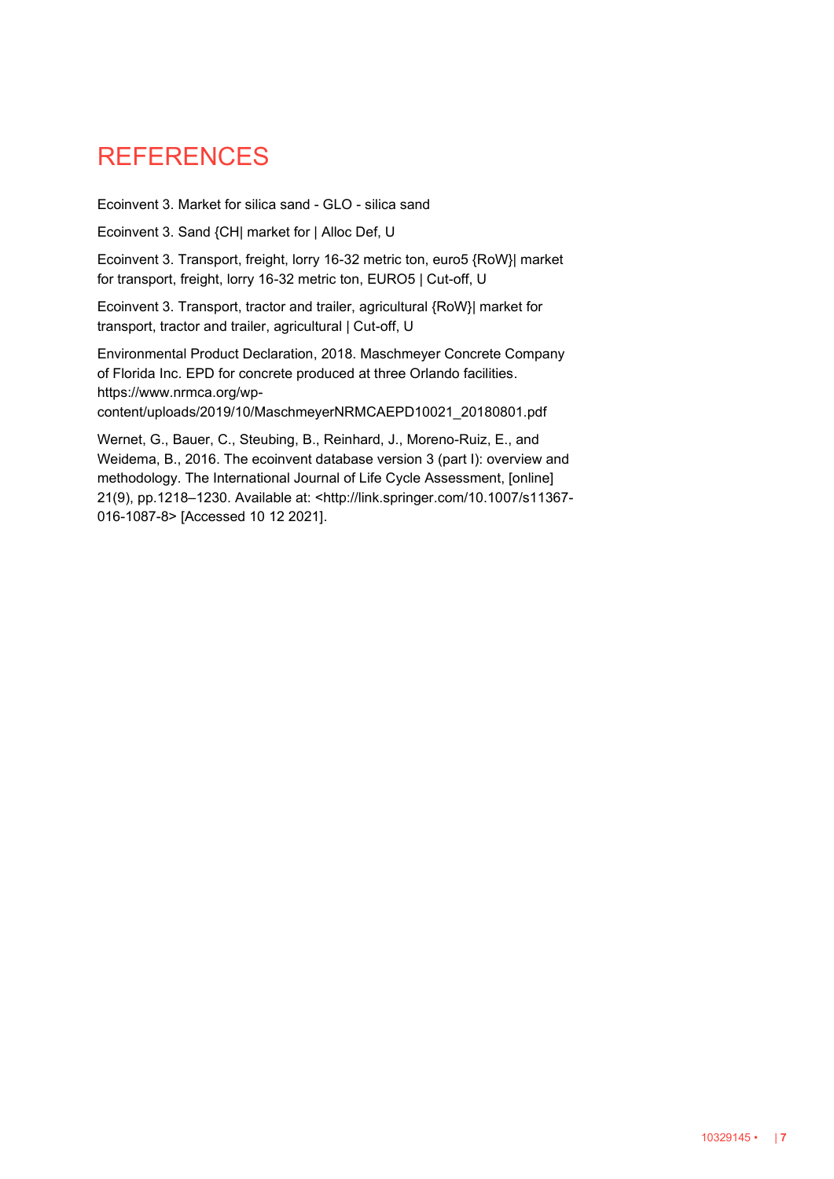# REFERENCES

Ecoinvent 3. Market for silica sand - GLO - silica sand

Ecoinvent 3. Sand {CH| market for | Alloc Def, U

Ecoinvent 3. Transport, freight, lorry 16-32 metric ton, euro5 {RoW}| market for transport, freight, lorry 16-32 metric ton, EURO5 | Cut-off, U

Ecoinvent 3. Transport, tractor and trailer, agricultural {RoW}| market for transport, tractor and trailer, agricultural | Cut-off, U

Environmental Product Declaration, 2018. Maschmeyer Concrete Company of Florida Inc. EPD for concrete produced at three Orlando facilities. https://www.nrmca.org/wp-content/uploads/2019/10/MaschmeyerNRMCAEPD10021_20180801.pdf

Wernet, G., Bauer, C., Steubing, B., Reinhard, J., Moreno-Ruiz, E., and Weidema, B., 2016. The ecoinvent database version 3 (part I): overview and methodology. The International Journal of Life Cycle Assessment, [online] 21(9), pp.1218–1230. Available at: <http://link.springer.com/10.1007/s11367-016-1087-8> [Accessed 10 12 2021].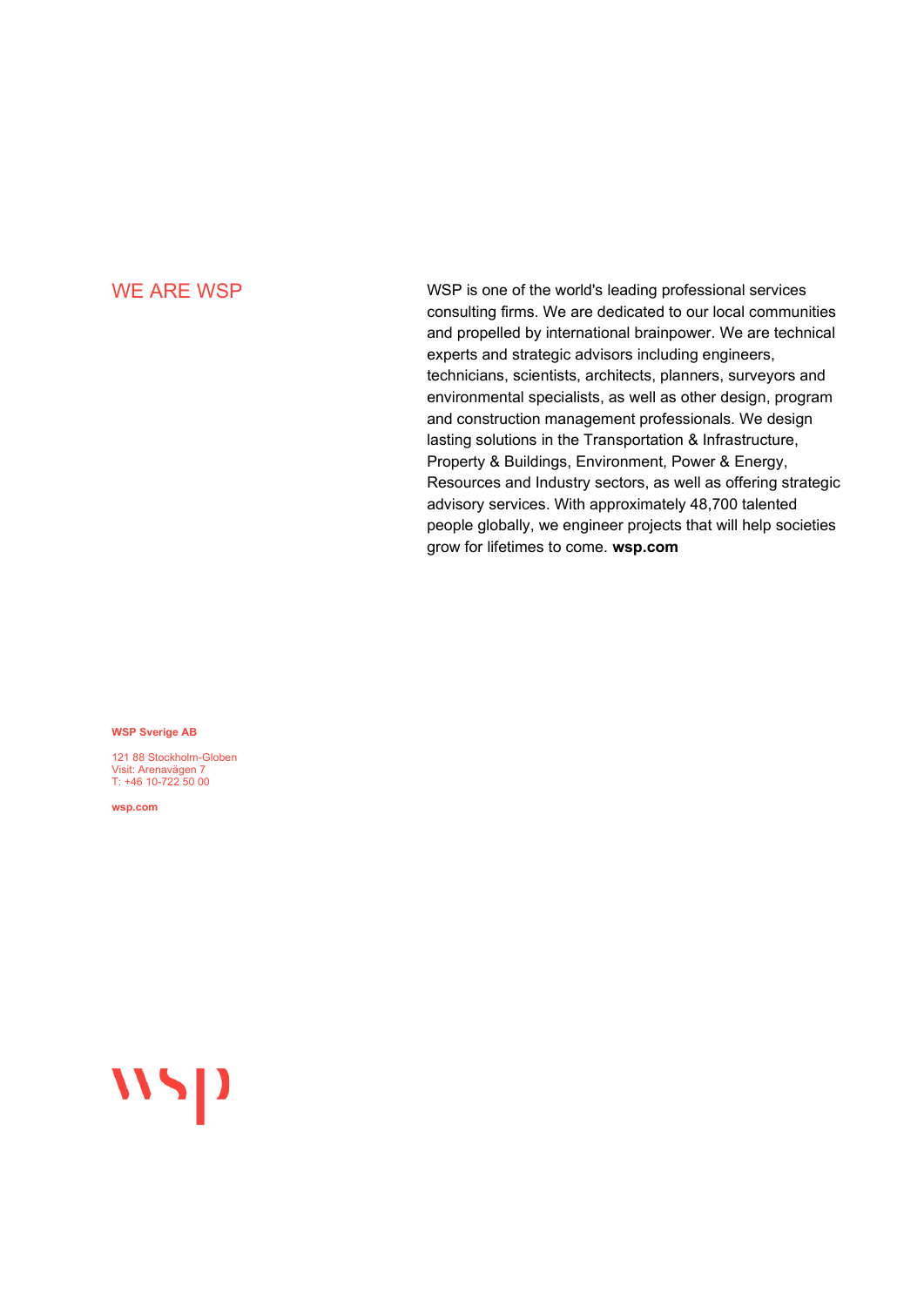## WE ARE WSP

WSP is one of the world's leading professional services consulting firms. We are dedicated to our local communities and propelled by international brainpower. We are technical experts and strategic advisors including engineers, technicians, scientists, architects, planners, surveyors and environmental specialists, as well as other design, program and construction management professionals. We design lasting solutions in the Transportation & Infrastructure, Property & Buildings, Environment, Power & Energy, Resources and Industry sectors, as well as offering strategic advisory services. With approximately 48,700 talented people globally, we engineer projects that will help societies grow for lifetimes to come. **wsp.com**

**WSP Sverige AB**

121 88 Stockholm-Globen
Visit: Arenavägen 7
T: +46 10-722 50 00

**wsp.com**